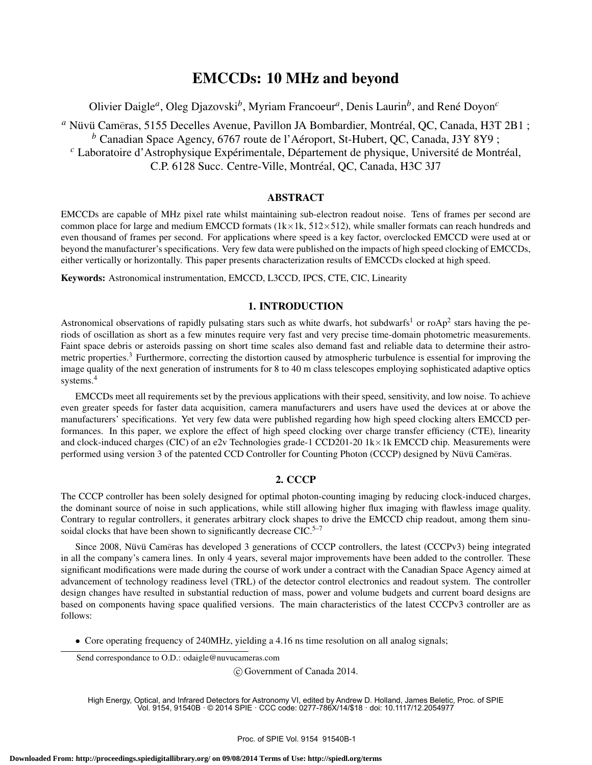# EMCCDs: 10 MHz and beyond

Olivier Daigle[a], Oleg Djazovski[b], Myriam Francoeur[a], Denis Laurin[b], and René Doyon[c]

[a] Nüvü Camēras, 5155 Decelles Avenue, Pavillon JA Bombardier, Montréal, QC, Canada, H3T 2B1 ;
[b] Canadian Space Agency, 6767 route de l'Aéroport, St-Hubert, QC, Canada, J3Y 8Y9 ;
[c] Laboratoire d'Astrophysique Expérimentale, Département de physique, Université de Montréal, C.P. 6128 Succ. Centre-Ville, Montréal, QC, Canada, H3C 3J7

## ABSTRACT

EMCCDs are capable of MHz pixel rate whilst maintaining sub-electron readout noise. Tens of frames per second are common place for large and medium EMCCD formats (1k×1k, 512×512), while smaller formats can reach hundreds and even thousand of frames per second. For applications where speed is a key factor, overclocked EMCCD were used at or beyond the manufacturer's specifications. Very few data were published on the impacts of high speed clocking of EMCCDs, either vertically or horizontally. This paper presents characterization results of EMCCDs clocked at high speed.

**Keywords:** Astronomical instrumentation, EMCCD, L3CCD, IPCS, CTE, CIC, Linearity

## 1. INTRODUCTION

Astronomical observations of rapidly pulsating stars such as white dwarfs, hot subdwarfs[1] or roAp[2] stars having the periods of oscillation as short as a few minutes require very fast and very precise time-domain photometric measurements. Faint space debris or asteroids passing on short time scales also demand fast and reliable data to determine their astrometric properties.[3] Furthermore, correcting the distortion caused by atmospheric turbulence is essential for improving the image quality of the next generation of instruments for 8 to 40 m class telescopes employing sophisticated adaptive optics systems.[4]

EMCCDs meet all requirements set by the previous applications with their speed, sensitivity, and low noise. To achieve even greater speeds for faster data acquisition, camera manufacturers and users have used the devices at or above the manufacturers' specifications. Yet very few data were published regarding how high speed clocking alters EMCCD performances. In this paper, we explore the effect of high speed clocking over charge transfer efficiency (CTE), linearity and clock-induced charges (CIC) of an e2v Technologies grade-1 CCD201-20 1k×1k EMCCD chip. Measurements were performed using version 3 of the patented CCD Controller for Counting Photon (CCCP) designed by Nüvü Camēras.

## 2. CCCP

The CCCP controller has been solely designed for optimal photon-counting imaging by reducing clock-induced charges, the dominant source of noise in such applications, while still allowing higher flux imaging with flawless image quality. Contrary to regular controllers, it generates arbitrary clock shapes to drive the EMCCD chip readout, among them sinusoidal clocks that have been shown to significantly decrease CIC.[5–7]

Since 2008, Nüvü Camēras has developed 3 generations of CCCP controllers, the latest (CCCPv3) being integrated in all the company's camera lines. In only 4 years, several major improvements have been added to the controller. These significant modifications were made during the course of work under a contract with the Canadian Space Agency aimed at advancement of technology readiness level (TRL) of the detector control electronics and readout system. The controller design changes have resulted in substantial reduction of mass, power and volume budgets and current board designs are based on components having space qualified versions. The main characteristics of the latest CCCPv3 controller are as follows:

- Core operating frequency of 240MHz, yielding a 4.16 ns time resolution on all analog signals;

Send correspondance to O.D.: odaigle@nuvucameras.com

© Government of Canada 2014.

High Energy, Optical, and Infrared Detectors for Astronomy VI, edited by Andrew D. Holland, James Beletic, Proc. of SPIE Vol. 9154, 91540B · © 2014 SPIE · CCC code: 0277-786X/14/$18 · doi: 10.1117/12.2054977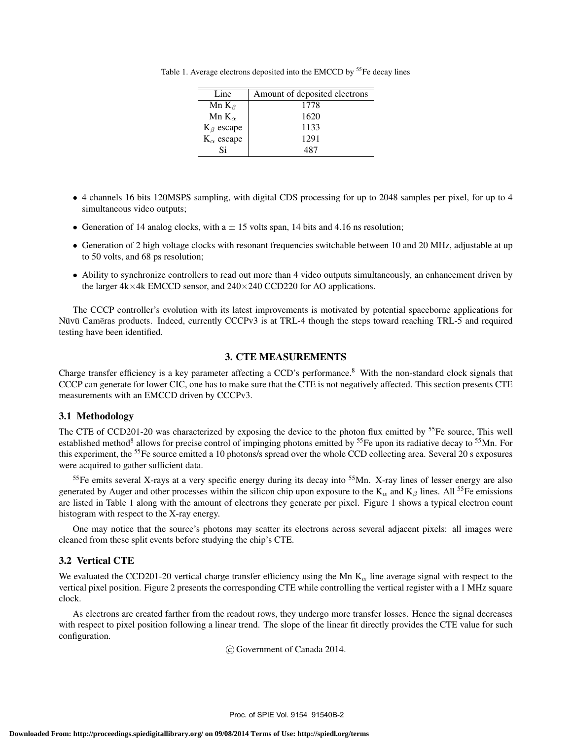Table 1. Average electrons deposited into the EMCCD by $^{55}$Fe decay lines

| Line | Amount of deposited electrons |
|---|---|
| Mn $K_\beta$ | 1778 |
| Mn $K_\alpha$ | 1620 |
| $K_\beta$ escape | 1133 |
| $K_\alpha$ escape | 1291 |
| Si | 487 |

- 4 channels 16 bits 120MSPS sampling, with digital CDS processing for up to 2048 samples per pixel, for up to 4 simultaneous video outputs;
- Generation of 14 analog clocks, with a ± 15 volts span, 14 bits and 4.16 ns resolution;
- Generation of 2 high voltage clocks with resonant frequencies switchable between 10 and 20 MHz, adjustable at up to 50 volts, and 68 ps resolution;
- Ability to synchronize controllers to read out more than 4 video outputs simultaneously, an enhancement driven by the larger 4k×4k EMCCD sensor, and 240×240 CCD220 for AO applications.

The CCCP controller's evolution with its latest improvements is motivated by potential spaceborne applications for Nüvü Camēras products. Indeed, currently CCCPv3 is at TRL-4 though the steps toward reaching TRL-5 and required testing have been identified.

## 3. CTE MEASUREMENTS

Charge transfer efficiency is a key parameter affecting a CCD's performance.[8] With the non-standard clock signals that CCCP can generate for lower CIC, one has to make sure that the CTE is not negatively affected. This section presents CTE measurements with an EMCCD driven by CCCPv3.

### 3.1 Methodology

The CTE of CCD201-20 was characterized by exposing the device to the photon flux emitted by $^{55}$Fe source, This well established method[8] allows for precise control of impinging photons emitted by $^{55}$Fe upon its radiative decay to $^{55}$Mn. For this experiment, the $^{55}$Fe source emitted a 10 photons/s spread over the whole CCD collecting area. Several 20 s exposures were acquired to gather sufficient data.

$^{55}$Fe emits several X-rays at a very specific energy during its decay into $^{55}$Mn. X-ray lines of lesser energy are also generated by Auger and other processes within the silicon chip upon exposure to the $K_\alpha$ and $K_\beta$ lines. All $^{55}$Fe emissions are listed in Table 1 along with the amount of electrons they generate per pixel. Figure 1 shows a typical electron count histogram with respect to the X-ray energy.

One may notice that the source's photons may scatter its electrons across several adjacent pixels: all images were cleaned from these split events before studying the chip's CTE.

### 3.2 Vertical CTE

We evaluated the CCD201-20 vertical charge transfer efficiency using the Mn $K_\alpha$ line average signal with respect to the vertical pixel position. Figure 2 presents the corresponding CTE while controlling the vertical register with a 1 MHz square clock.

As electrons are created farther from the readout rows, they undergo more transfer losses. Hence the signal decreases with respect to pixel position following a linear trend. The slope of the linear fit directly provides the CTE value for such configuration.

© Government of Canada 2014.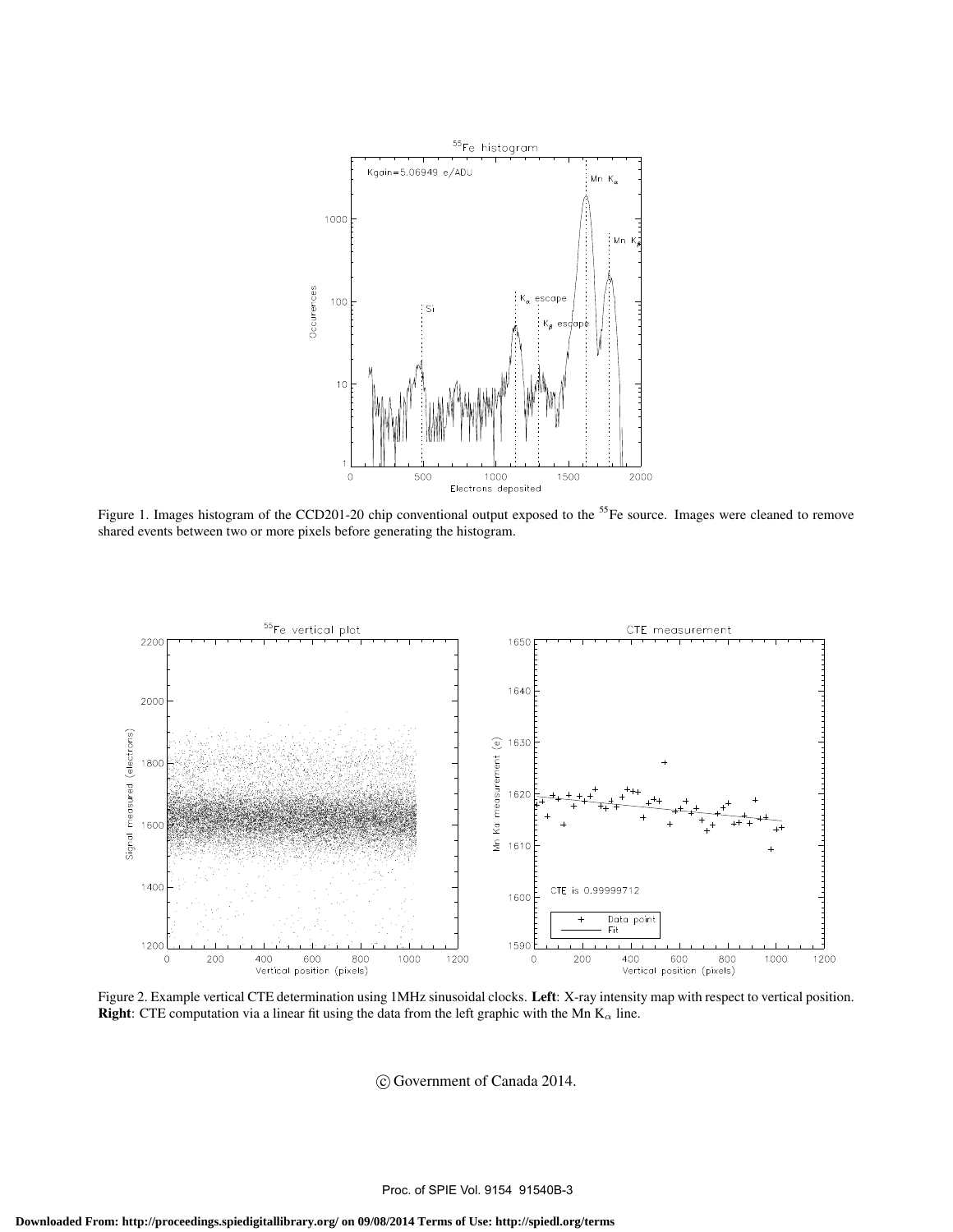Figure 1. Images histogram of the CCD201-20 chip conventional output exposed to the $^{55}$Fe source. Images were cleaned to remove shared events between two or more pixels before generating the histogram.

Figure 2. Example vertical CTE determination using 1MHz sinusoidal clocks. **Left**: X-ray intensity map with respect to vertical position. **Right**: CTE computation via a linear fit using the data from the left graphic with the Mn $K_\alpha$ line.

© Government of Canada 2014.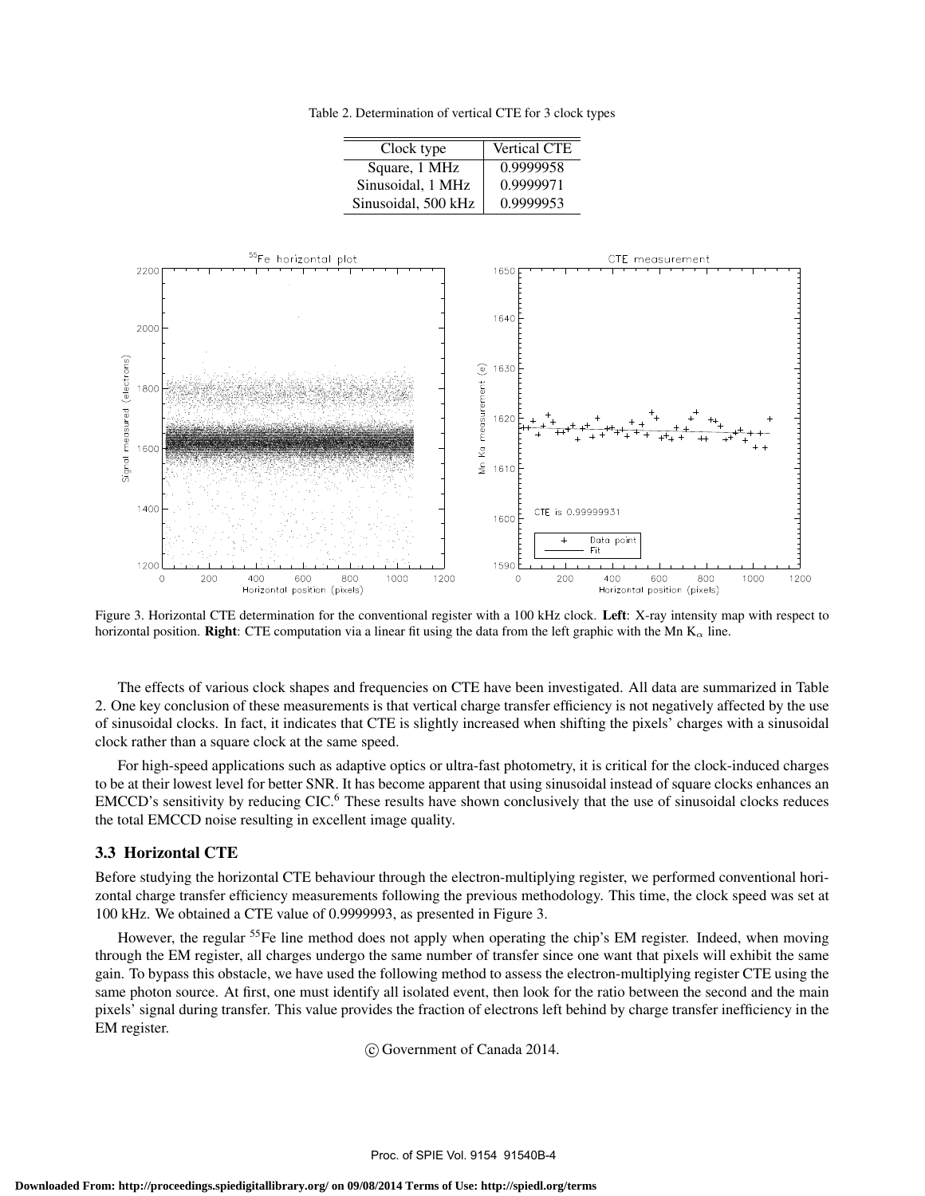Table 2. Determination of vertical CTE for 3 clock types

| Clock type | Vertical CTE |
| --- | --- |
| Square, 1 MHz | 0.9999958 |
| Sinusoidal, 1 MHz | 0.9999971 |
| Sinusoidal, 500 kHz | 0.9999953 |

Figure 3. Horizontal CTE determination for the conventional register with a 100 kHz clock. **Left**: X-ray intensity map with respect to horizontal position. **Right**: CTE computation via a linear fit using the data from the left graphic with the Mn $K_\alpha$ line.

The effects of various clock shapes and frequencies on CTE have been investigated. All data are summarized in Table 2. One key conclusion of these measurements is that vertical charge transfer efficiency is not negatively affected by the use of sinusoidal clocks. In fact, it indicates that CTE is slightly increased when shifting the pixels' charges with a sinusoidal clock rather than a square clock at the same speed.

For high-speed applications such as adaptive optics or ultra-fast photometry, it is critical for the clock-induced charges to be at their lowest level for better SNR. It has become apparent that using sinusoidal instead of square clocks enhances an EMCCD's sensitivity by reducing CIC.[6] These results have shown conclusively that the use of sinusoidal clocks reduces the total EMCCD noise resulting in excellent image quality.

### 3.3 Horizontal CTE

Before studying the horizontal CTE behaviour through the electron-multiplying register, we performed conventional horizontal charge transfer efficiency measurements following the previous methodology. This time, the clock speed was set at 100 kHz. We obtained a CTE value of 0.9999993, as presented in Figure 3.

However, the regular $^{55}$Fe line method does not apply when operating the chip's EM register. Indeed, when moving through the EM register, all charges undergo the same number of transfer since one want that pixels will exhibit the same gain. To bypass this obstacle, we have used the following method to assess the electron-multiplying register CTE using the same photon source. At first, one must identify all isolated event, then look for the ratio between the second and the main pixels' signal during transfer. This value provides the fraction of electrons left behind by charge transfer inefficiency in the EM register.

© Government of Canada 2014.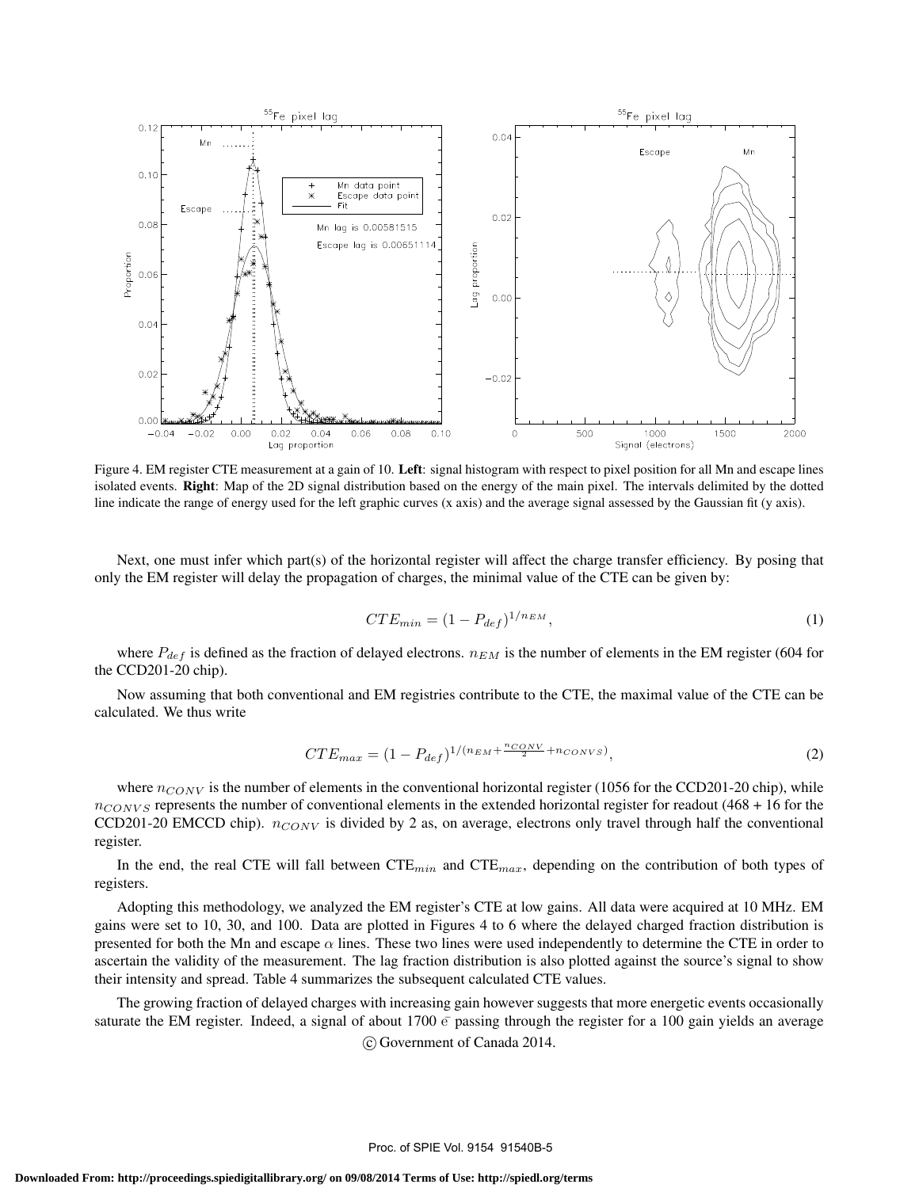Figure 4. EM register CTE measurement at a gain of 10. **Left**: signal histogram with respect to pixel position for all Mn and escape lines isolated events. **Right**: Map of the 2D signal distribution based on the energy of the main pixel. The intervals delimited by the dotted line indicate the range of energy used for the left graphic curves (x axis) and the average signal assessed by the Gaussian fit (y axis).

Next, one must infer which part(s) of the horizontal register will affect the charge transfer efficiency. By posing that only the EM register will delay the propagation of charges, the minimal value of the CTE can be given by:

$$CTE_{min} = (1 - P_{def})^{1/n_{EM}}, \tag{1}$$

where $P_{def}$ is defined as the fraction of delayed electrons. $n_{EM}$ is the number of elements in the EM register (604 for the CCD201-20 chip).

Now assuming that both conventional and EM registries contribute to the CTE, the maximal value of the CTE can be calculated. We thus write

$$CTE_{max} = (1 - P_{def})^{1/(n_{EM} + \frac{n_{CONV}}{2} + n_{CONVS})}, \tag{2}$$

where $n_{CONV}$ is the number of elements in the conventional horizontal register (1056 for the CCD201-20 chip), while $n_{CONVS}$ represents the number of conventional elements in the extended horizontal register for readout (468 + 16 for the CCD201-20 EMCCD chip). $n_{CONV}$ is divided by 2 as, on average, electrons only travel through half the conventional register.

In the end, the real CTE will fall between CTE$_{min}$ and CTE$_{max}$, depending on the contribution of both types of registers.

Adopting this methodology, we analyzed the EM register's CTE at low gains. All data were acquired at 10 MHz. EM gains were set to 10, 30, and 100. Data are plotted in Figures 4 to 6 where the delayed charged fraction distribution is presented for both the Mn and escape $\alpha$ lines. These two lines were used independently to determine the CTE in order to ascertain the validity of the measurement. The lag fraction distribution is also plotted against the source's signal to show their intensity and spread. Table 4 summarizes the subsequent calculated CTE values.

The growing fraction of delayed charges with increasing gain however suggests that more energetic events occasionally saturate the EM register. Indeed, a signal of about 1700 $\bar{e}$ passing through the register for a 100 gain yields an average

© Government of Canada 2014.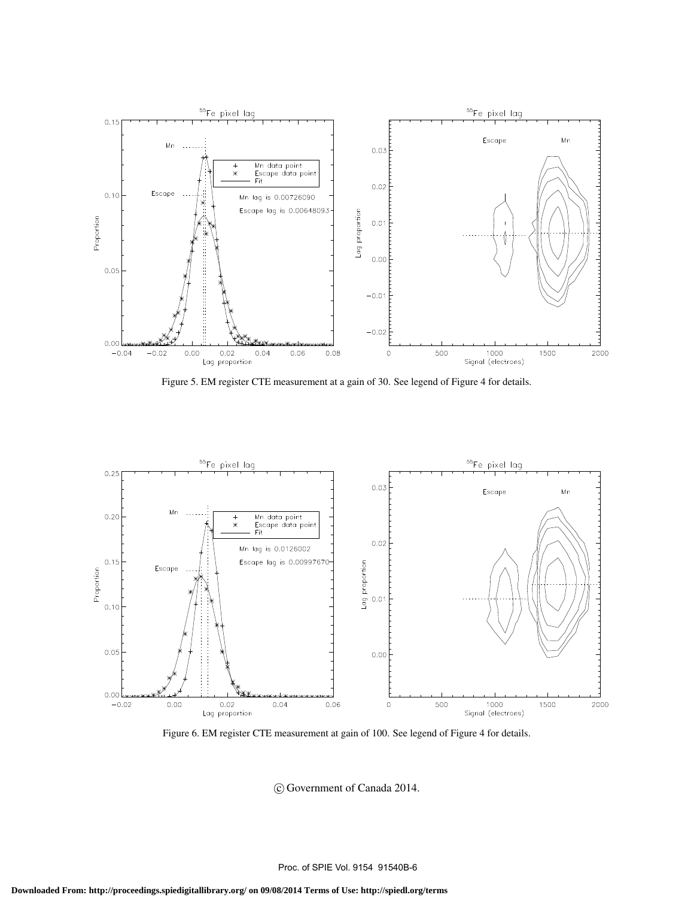Figure 5. EM register CTE measurement at a gain of 30. See legend of Figure 4 for details.

Figure 6. EM register CTE measurement at gain of 100. See legend of Figure 4 for details.

© Government of Canada 2014.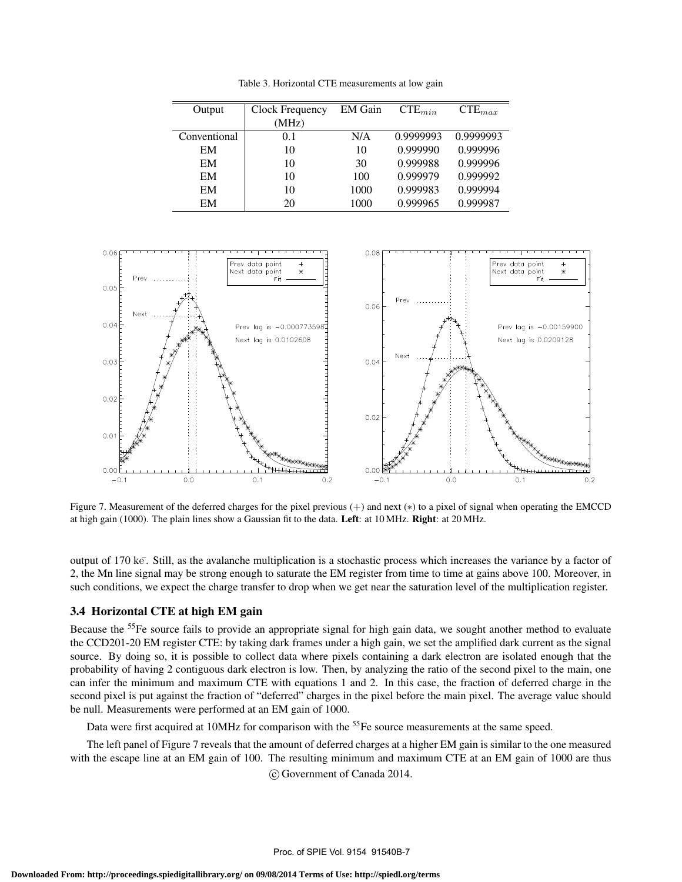Table 3. Horizontal CTE measurements at low gain

| Output | Clock Frequency (MHz) | EM Gain | $CTE_{min}$ | $CTE_{max}$ |
|---|---|---|---|---|
| Conventional | 0.1 | N/A | 0.9999993 | 0.9999993 |
| EM | 10 | 10 | 0.999990 | 0.999996 |
| EM | 10 | 30 | 0.999988 | 0.999996 |
| EM | 10 | 100 | 0.999979 | 0.999992 |
| EM | 10 | 1000 | 0.999983 | 0.999994 |
| EM | 20 | 1000 | 0.999965 | 0.999987 |

Figure 7. Measurement of the deferred charges for the pixel previous (+) and next (∗) to a pixel of signal when operating the EMCCD at high gain (1000). The plain lines show a Gaussian fit to the data. **Left**: at 10 MHz. **Right**: at 20 MHz.

output of 170 k$\bar{e}$. Still, as the avalanche multiplication is a stochastic process which increases the variance by a factor of 2, the Mn line signal may be strong enough to saturate the EM register from time to time at gains above 100. Moreover, in such conditions, we expect the charge transfer to drop when we get near the saturation level of the multiplication register.

### 3.4 Horizontal CTE at high EM gain

Because the $^{55}Fe$ source fails to provide an appropriate signal for high gain data, we sought another method to evaluate the CCD201-20 EM register CTE: by taking dark frames under a high gain, we set the amplified dark current as the signal source. By doing so, it is possible to collect data where pixels containing a dark electron are isolated enough that the probability of having 2 contiguous dark electron is low. Then, by analyzing the ratio of the second pixel to the main, one can infer the minimum and maximum CTE with equations 1 and 2. In this case, the fraction of deferred charge in the second pixel is put against the fraction of "deferred" charges in the pixel before the main pixel. The average value should be null. Measurements were performed at an EM gain of 1000.

Data were first acquired at 10MHz for comparison with the $^{55}Fe$ source measurements at the same speed.

The left panel of Figure 7 reveals that the amount of deferred charges at a higher EM gain is similar to the one measured with the escape line at an EM gain of 100. The resulting minimum and maximum CTE at an EM gain of 1000 are thus

© Government of Canada 2014.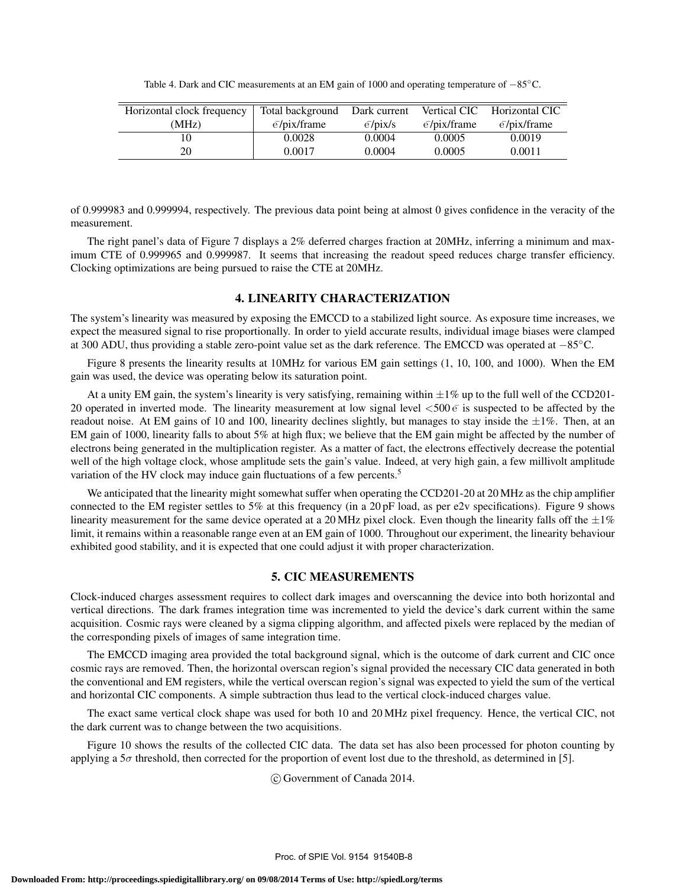Table 4. Dark and CIC measurements at an EM gain of 1000 and operating temperature of $-85°C$.

| Horizontal clock frequency (MHz) | Total background $\bar{e}$/pix/frame | Dark current $\bar{e}$/pix/s | Vertical CIC $\bar{e}$/pix/frame | Horizontal CIC $\bar{e}$/pix/frame |
|---|---|---|---|---|
| 10 | 0.0028 | 0.0004 | 0.0005 | 0.0019 |
| 20 | 0.0017 | 0.0004 | 0.0005 | 0.0011 |

of 0.999983 and 0.999994, respectively. The previous data point being at almost 0 gives confidence in the veracity of the measurement.

The right panel's data of Figure 7 displays a 2% deferred charges fraction at 20MHz, inferring a minimum and maximum CTE of 0.999965 and 0.999987. It seems that increasing the readout speed reduces charge transfer efficiency. Clocking optimizations are being pursued to raise the CTE at 20MHz.

## 4. LINEARITY CHARACTERIZATION

The system's linearity was measured by exposing the EMCCD to a stabilized light source. As exposure time increases, we expect the measured signal to rise proportionally. In order to yield accurate results, individual image biases were clamped at 300 ADU, thus providing a stable zero-point value set as the dark reference. The EMCCD was operated at $-85°C$.

Figure 8 presents the linearity results at 10MHz for various EM gain settings (1, 10, 100, and 1000). When the EM gain was used, the device was operating below its saturation point.

At a unity EM gain, the system's linearity is very satisfying, remaining within $\pm1\%$ up to the full well of the CCD201-20 operated in inverted mode. The linearity measurement at low signal level $<500\,\bar{e}$ is suspected to be affected by the readout noise. At EM gains of 10 and 100, linearity declines slightly, but manages to stay inside the $\pm1\%$. Then, at an EM gain of 1000, linearity falls to about 5% at high flux; we believe that the EM gain might be affected by the number of electrons being generated in the multiplication register. As a matter of fact, the electrons effectively decrease the potential well of the high voltage clock, whose amplitude sets the gain's value. Indeed, at very high gain, a few millivolt amplitude variation of the HV clock may induce gain fluctuations of a few percents.[5]

We anticipated that the linearity might somewhat suffer when operating the CCD201-20 at 20 MHz as the chip amplifier connected to the EM register settles to 5% at this frequency (in a 20 pF load, as per e2v specifications). Figure 9 shows linearity measurement for the same device operated at a 20 MHz pixel clock. Even though the linearity falls off the $\pm1\%$ limit, it remains within a reasonable range even at an EM gain of 1000. Throughout our experiment, the linearity behaviour exhibited good stability, and it is expected that one could adjust it with proper characterization.

## 5. CIC MEASUREMENTS

Clock-induced charges assessment requires to collect dark images and overscanning the device into both horizontal and vertical directions. The dark frames integration time was incremented to yield the device's dark current within the same acquisition. Cosmic rays were cleaned by a sigma clipping algorithm, and affected pixels were replaced by the median of the corresponding pixels of images of same integration time.

The EMCCD imaging area provided the total background signal, which is the outcome of dark current and CIC once cosmic rays are removed. Then, the horizontal overscan region's signal provided the necessary CIC data generated in both the conventional and EM registers, while the vertical overscan region's signal was expected to yield the sum of the vertical and horizontal CIC components. A simple subtraction thus lead to the vertical clock-induced charges value.

The exact same vertical clock shape was used for both 10 and 20 MHz pixel frequency. Hence, the vertical CIC, not the dark current was to change between the two acquisitions.

Figure 10 shows the results of the collected CIC data. The data set has also been processed for photon counting by applying a $5\sigma$ threshold, then corrected for the proportion of event lost due to the threshold, as determined in [5].

© Government of Canada 2014.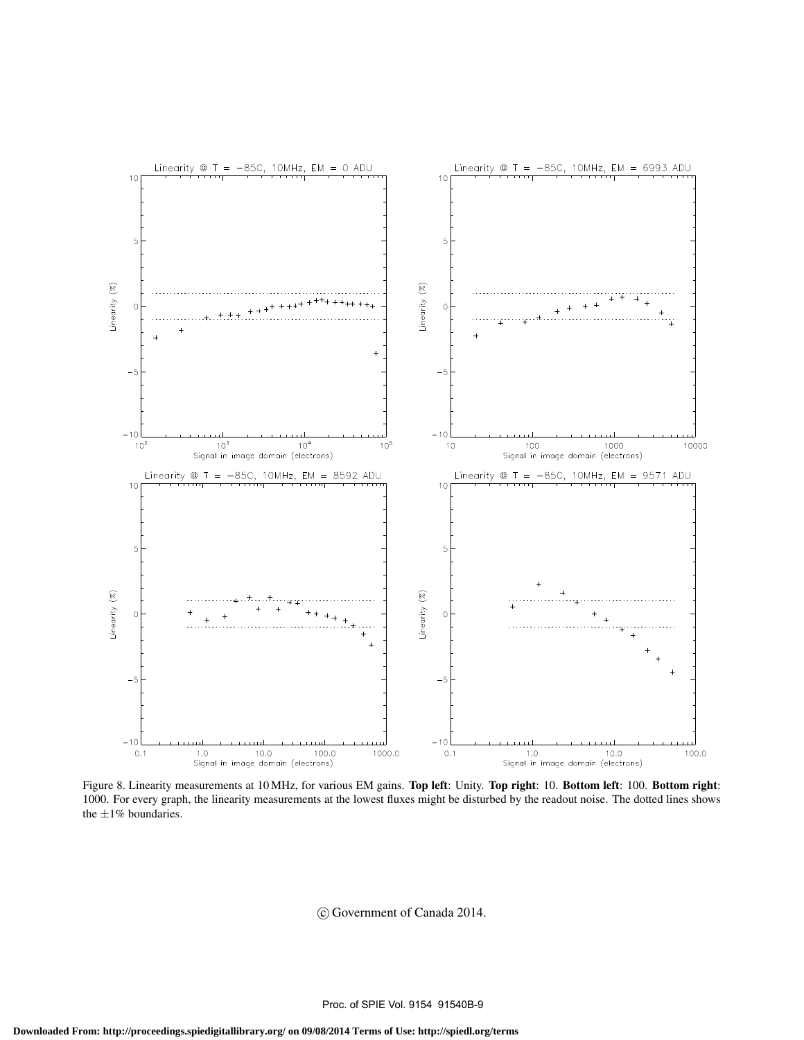Figure 8. Linearity measurements at 10 MHz, for various EM gains. **Top left**: Unity. **Top right**: 10. **Bottom left**: 100. **Bottom right**: 1000. For every graph, the linearity measurements at the lowest fluxes might be disturbed by the readout noise. The dotted lines shows the $\pm1\%$ boundaries.

© Government of Canada 2014.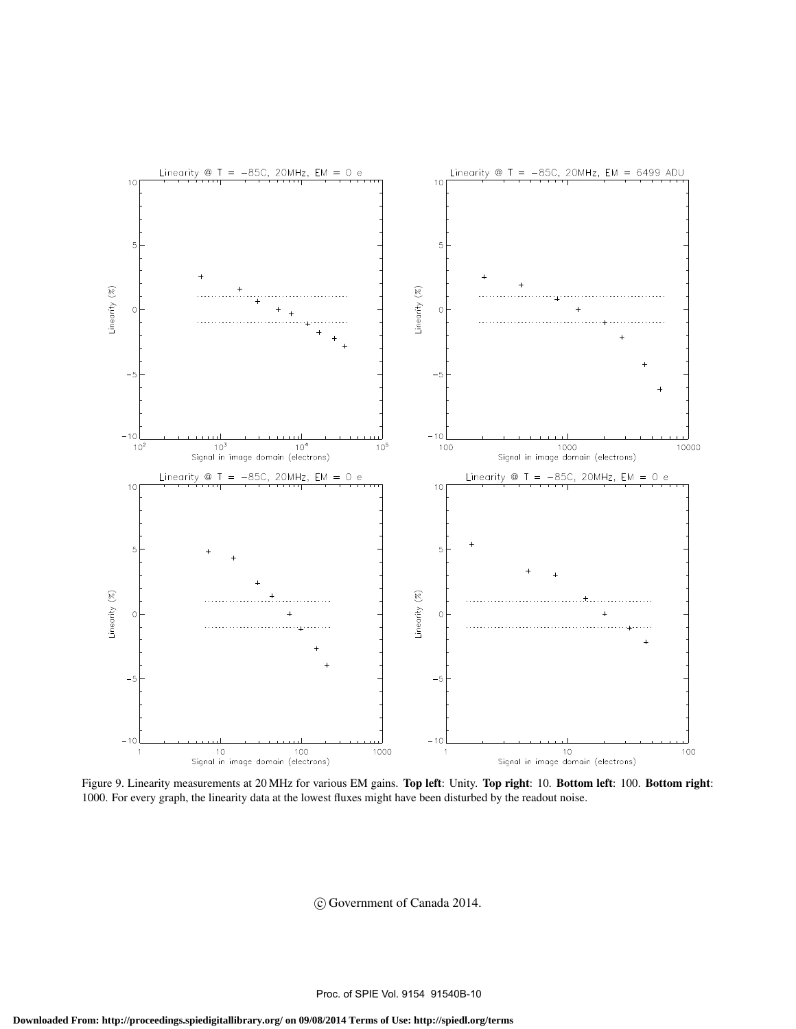Figure 9. Linearity measurements at 20 MHz for various EM gains. **Top left**: Unity. **Top right**: 10. **Bottom left**: 100. **Bottom right**: 1000. For every graph, the linearity data at the lowest fluxes might have been disturbed by the readout noise.

© Government of Canada 2014.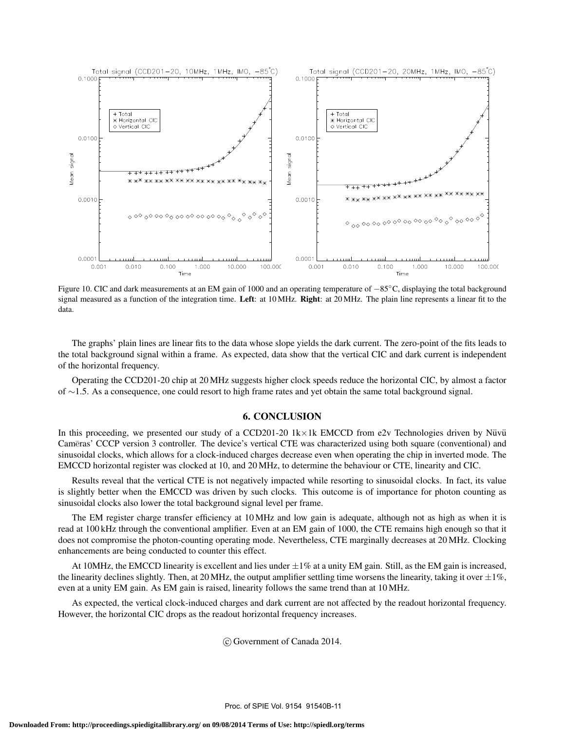Figure 10. CIC and dark measurements at an EM gain of 1000 and an operating temperature of $-85°$C, displaying the total background signal measured as a function of the integration time. **Left**: at 10 MHz. **Right**: at 20 MHz. The plain line represents a linear fit to the data.

The graphs' plain lines are linear fits to the data whose slope yields the dark current. The zero-point of the fits leads to the total background signal within a frame. As expected, data show that the vertical CIC and dark current is independent of the horizontal frequency.

Operating the CCD201-20 chip at 20 MHz suggests higher clock speeds reduce the horizontal CIC, by almost a factor of $\sim$1.5. As a consequence, one could resort to high frame rates and yet obtain the same total background signal.

## 6. CONCLUSION

In this proceeding, we presented our study of a CCD201-20 1k×1k EMCCD from e2v Technologies driven by Nüvü Camēras' CCCP version 3 controller. The device's vertical CTE was characterized using both square (conventional) and sinusoidal clocks, which allows for a clock-induced charges decrease even when operating the chip in inverted mode. The EMCCD horizontal register was clocked at 10, and 20 MHz, to determine the behaviour or CTE, linearity and CIC.

Results reveal that the vertical CTE is not negatively impacted while resorting to sinusoidal clocks. In fact, its value is slightly better when the EMCCD was driven by such clocks. This outcome is of importance for photon counting as sinusoidal clocks also lower the total background signal level per frame.

The EM register charge transfer efficiency at 10 MHz and low gain is adequate, although not as high as when it is read at 100 kHz through the conventional amplifier. Even at an EM gain of 1000, the CTE remains high enough so that it does not compromise the photon-counting operating mode. Nevertheless, CTE marginally decreases at 20 MHz. Clocking enhancements are being conducted to counter this effect.

At 10MHz, the EMCCD linearity is excellent and lies under $\pm 1\%$ at a unity EM gain. Still, as the EM gain is increased, the linearity declines slightly. Then, at 20 MHz, the output amplifier settling time worsens the linearity, taking it over $\pm 1\%$, even at a unity EM gain. As EM gain is raised, linearity follows the same trend than at 10 MHz.

As expected, the vertical clock-induced charges and dark current are not affected by the readout horizontal frequency. However, the horizontal CIC drops as the readout horizontal frequency increases.

© Government of Canada 2014.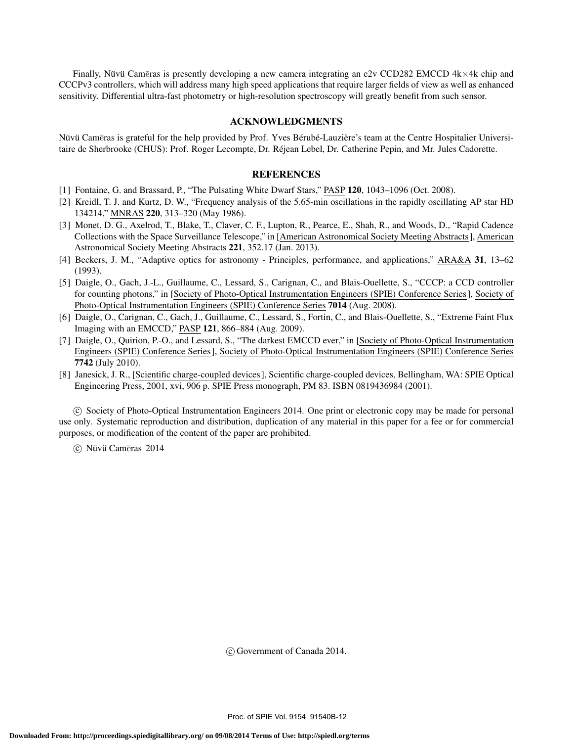Finally, Nüvü Camēras is presently developing a new camera integrating an e2v CCD282 EMCCD 4k×4k chip and CCCPv3 controllers, which will address many high speed applications that require larger fields of view as well as enhanced sensitivity. Differential ultra-fast photometry or high-resolution spectroscopy will greatly benefit from such sensor.

## ACKNOWLEDGMENTS

Nüvü Camēras is grateful for the help provided by Prof. Yves Bérubé-Lauzière's team at the Centre Hospitalier Universitaire de Sherbrooke (CHUS): Prof. Roger Lecompte, Dr. Réjean Lebel, Dr. Catherine Pepin, and Mr. Jules Cadorette.

## REFERENCES

[1] Fontaine, G. and Brassard, P., "The Pulsating White Dwarf Stars," PASP **120**, 1043–1096 (Oct. 2008).

[2] Kreidl, T. J. and Kurtz, D. W., "Frequency analysis of the 5.65-min oscillations in the rapidly oscillating AP star HD 134214," MNRAS **220**, 313–320 (May 1986).

[3] Monet, D. G., Axelrod, T., Blake, T., Claver, C. F., Lupton, R., Pearce, E., Shah, R., and Woods, D., "Rapid Cadence Collections with the Space Surveillance Telescope," in [American Astronomical Society Meeting Abstracts], American Astronomical Society Meeting Abstracts **221**, 352.17 (Jan. 2013).

[4] Beckers, J. M., "Adaptive optics for astronomy - Principles, performance, and applications," ARA&A **31**, 13–62 (1993).

[5] Daigle, O., Gach, J.-L., Guillaume, C., Lessard, S., Carignan, C., and Blais-Ouellette, S., "CCCP: a CCD controller for counting photons," in [Society of Photo-Optical Instrumentation Engineers (SPIE) Conference Series], Society of Photo-Optical Instrumentation Engineers (SPIE) Conference Series **7014** (Aug. 2008).

[6] Daigle, O., Carignan, C., Gach, J., Guillaume, C., Lessard, S., Fortin, C., and Blais-Ouellette, S., "Extreme Faint Flux Imaging with an EMCCD," PASP **121**, 866–884 (Aug. 2009).

[7] Daigle, O., Quirion, P.-O., and Lessard, S., "The darkest EMCCD ever," in [Society of Photo-Optical Instrumentation Engineers (SPIE) Conference Series], Society of Photo-Optical Instrumentation Engineers (SPIE) Conference Series **7742** (July 2010).

[8] Janesick, J. R., [Scientific charge-coupled devices], Scientific charge-coupled devices, Bellingham, WA: SPIE Optical Engineering Press, 2001, xvi, 906 p. SPIE Press monograph, PM 83. ISBN 0819436984 (2001).

© Society of Photo-Optical Instrumentation Engineers 2014. One print or electronic copy may be made for personal use only. Systematic reproduction and distribution, duplication of any material in this paper for a fee or for commercial purposes, or modification of the content of the paper are prohibited.

© Nüvü Camēras 2014

© Government of Canada 2014.